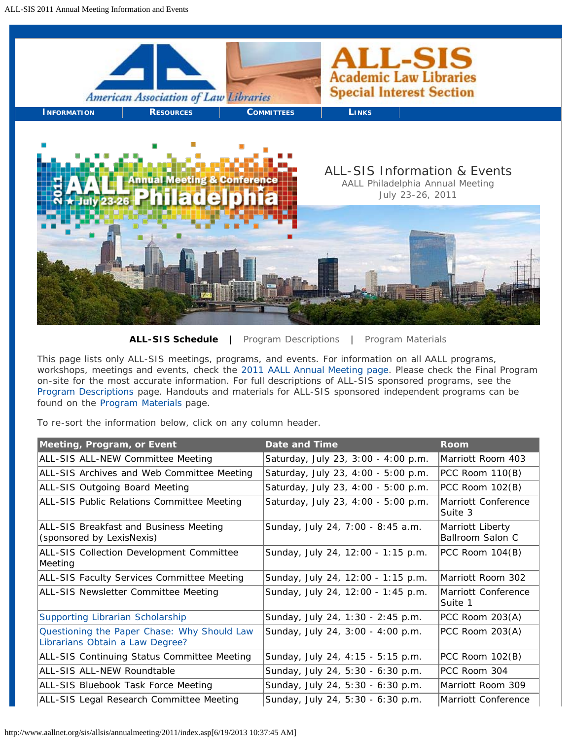# ALL-SIS Academic Law Libraries Special Interest Section

American Association of Law Libraries

INFORMATION | RESOURCES | COMMITTEES | LINKS

## ALL-SIS Information & Events

AALL Philadelphia Annual Meeting

July 23-26, 2011

**ALL-SIS Schedule** | Program Descriptions | Program Materials

This page lists only ALL-SIS meetings, programs, and events. For information on all AALL programs, workshops, meetings and events, check the 2011 AALL Annual Meeting page. Please check the Final Program on-site for the most accurate information. For full descriptions of ALL-SIS sponsored programs, see the Program Descriptions page. Handouts and materials for ALL-SIS sponsored independent programs can be found on the Program Materials page.

To re-sort the information below, click on any column header.

| Meeting, Program, or Event | Date and Time | Room |
|---|---|---|
| ALL-SIS ALL-NEW Committee Meeting | Saturday, July 23, 3:00 - 4:00 p.m. | Marriott Room 403 |
| ALL-SIS Archives and Web Committee Meeting | Saturday, July 23, 4:00 - 5:00 p.m. | PCC Room 110(B) |
| ALL-SIS Outgoing Board Meeting | Saturday, July 23, 4:00 - 5:00 p.m. | PCC Room 102(B) |
| ALL-SIS Public Relations Committee Meeting | Saturday, July 23, 4:00 - 5:00 p.m. | Marriott Conference Suite 3 |
| ALL-SIS Breakfast and Business Meeting (sponsored by LexisNexis) | Sunday, July 24, 7:00 - 8:45 a.m. | Marriott Liberty Ballroom Salon C |
| ALL-SIS Collection Development Committee Meeting | Sunday, July 24, 12:00 - 1:15 p.m. | PCC Room 104(B) |
| ALL-SIS Faculty Services Committee Meeting | Sunday, July 24, 12:00 - 1:15 p.m. | Marriott Room 302 |
| ALL-SIS Newsletter Committee Meeting | Sunday, July 24, 12:00 - 1:45 p.m. | Marriott Conference Suite 1 |
| Supporting Librarian Scholarship | Sunday, July 24, 1:30 - 2:45 p.m. | PCC Room 203(A) |
| Questioning the Paper Chase: Why Should Law Librarians Obtain a Law Degree? | Sunday, July 24, 3:00 - 4:00 p.m. | PCC Room 203(A) |
| ALL-SIS Continuing Status Committee Meeting | Sunday, July 24, 4:15 - 5:15 p.m. | PCC Room 102(B) |
| ALL-SIS ALL-NEW Roundtable | Sunday, July 24, 5:30 - 6:30 p.m. | PCC Room 304 |
| ALL-SIS Bluebook Task Force Meeting | Sunday, July 24, 5:30 - 6:30 p.m. | Marriott Room 309 |
| ALL-SIS Legal Research Committee Meeting | Sunday, July 24, 5:30 - 6:30 p.m. | Marriott Conference |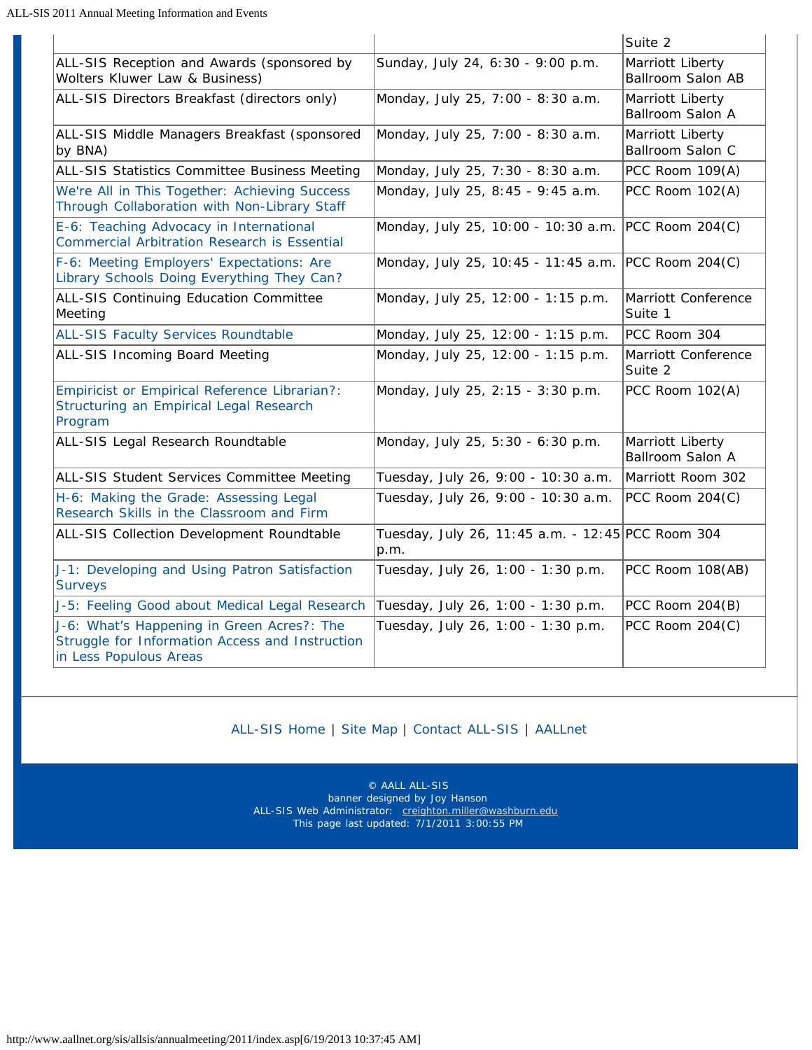| | | |
|---|---|---|
| | | Suite 2 |
| ALL-SIS Reception and Awards (sponsored by Wolters Kluwer Law & Business) | Sunday, July 24, 6:30 - 9:00 p.m. | Marriott Liberty Ballroom Salon AB |
| ALL-SIS Directors Breakfast (directors only) | Monday, July 25, 7:00 - 8:30 a.m. | Marriott Liberty Ballroom Salon A |
| ALL-SIS Middle Managers Breakfast (sponsored by BNA) | Monday, July 25, 7:00 - 8:30 a.m. | Marriott Liberty Ballroom Salon C |
| ALL-SIS Statistics Committee Business Meeting | Monday, July 25, 7:30 - 8:30 a.m. | PCC Room 109(A) |
| We're All in This Together: Achieving Success Through Collaboration with Non-Library Staff | Monday, July 25, 8:45 - 9:45 a.m. | PCC Room 102(A) |
| E-6: Teaching Advocacy in International Commercial Arbitration Research is Essential | Monday, July 25, 10:00 - 10:30 a.m. | PCC Room 204(C) |
| F-6: Meeting Employers' Expectations: Are Library Schools Doing Everything They Can? | Monday, July 25, 10:45 - 11:45 a.m. | PCC Room 204(C) |
| ALL-SIS Continuing Education Committee Meeting | Monday, July 25, 12:00 - 1:15 p.m. | Marriott Conference Suite 1 |
| ALL-SIS Faculty Services Roundtable | Monday, July 25, 12:00 - 1:15 p.m. | PCC Room 304 |
| ALL-SIS Incoming Board Meeting | Monday, July 25, 12:00 - 1:15 p.m. | Marriott Conference Suite 2 |
| Empiricist or Empirical Reference Librarian?: Structuring an Empirical Legal Research Program | Monday, July 25, 2:15 - 3:30 p.m. | PCC Room 102(A) |
| ALL-SIS Legal Research Roundtable | Monday, July 25, 5:30 - 6:30 p.m. | Marriott Liberty Ballroom Salon A |
| ALL-SIS Student Services Committee Meeting | Tuesday, July 26, 9:00 - 10:30 a.m. | Marriott Room 302 |
| H-6: Making the Grade: Assessing Legal Research Skills in the Classroom and Firm | Tuesday, July 26, 9:00 - 10:30 a.m. | PCC Room 204(C) |
| ALL-SIS Collection Development Roundtable | Tuesday, July 26, 11:45 a.m. - 12:45 p.m. | PCC Room 304 |
| J-1: Developing and Using Patron Satisfaction Surveys | Tuesday, July 26, 1:00 - 1:30 p.m. | PCC Room 108(AB) |
| J-5: Feeling Good about Medical Legal Research | Tuesday, July 26, 1:00 - 1:30 p.m. | PCC Room 204(B) |
| J-6: What's Happening in Green Acres?: The Struggle for Information Access and Instruction in Less Populous Areas | Tuesday, July 26, 1:00 - 1:30 p.m. | PCC Room 204(C) |

ALL-SIS Home | Site Map | Contact ALL-SIS | AALLnet

© AALL ALL-SIS
banner designed by Joy Hanson
ALL-SIS Web Administrator: creighton.miller@washburn.edu
This page last updated: 7/1/2011 3:00:55 PM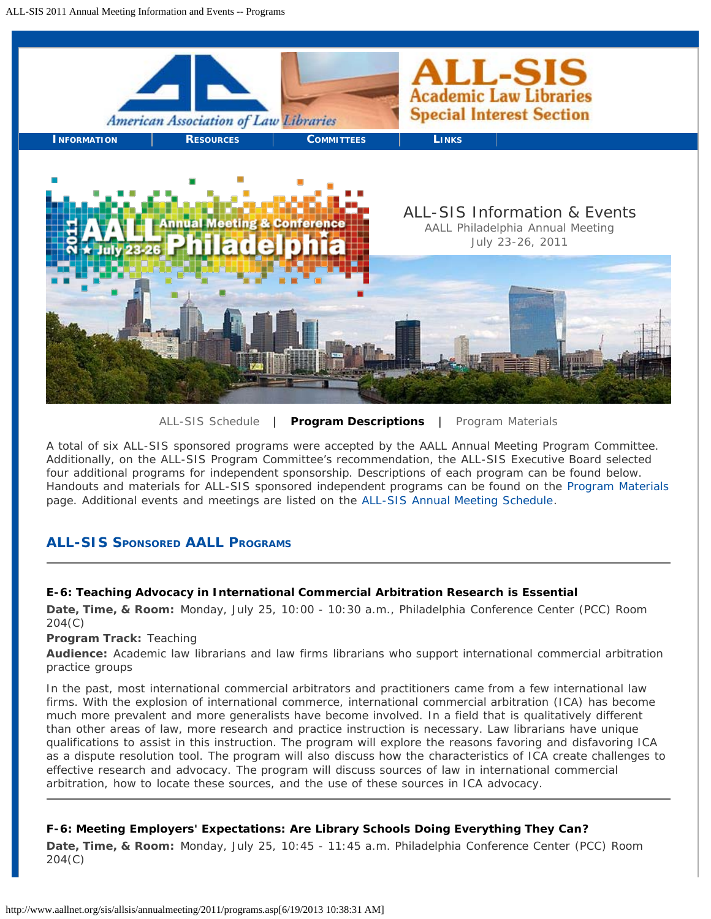ALL-SIS Information & Events

AALL Philadelphia Annual Meeting

July 23-26, 2011

ALL-SIS Schedule | **Program Descriptions** | Program Materials

A total of six ALL-SIS sponsored programs were accepted by the AALL Annual Meeting Program Committee. Additionally, on the ALL-SIS Program Committee's recommendation, the ALL-SIS Executive Board selected four additional programs for independent sponsorship. Descriptions of each program can be found below. Handouts and materials for ALL-SIS sponsored independent programs can be found on the Program Materials page. Additional events and meetings are listed on the ALL-SIS Annual Meeting Schedule.

## ALL-SIS Sponsored AALL Programs

---

### E-6: Teaching Advocacy in International Commercial Arbitration Research is Essential

**Date, Time, & Room:** Monday, July 25, 10:00 - 10:30 a.m., Philadelphia Conference Center (PCC) Room 204(C)

**Program Track:** Teaching

**Audience:** Academic law librarians and law firms librarians who support international commercial arbitration practice groups

In the past, most international commercial arbitrators and practitioners came from a few international law firms. With the explosion of international commerce, international commercial arbitration (ICA) has become much more prevalent and more generalists have become involved. In a field that is qualitatively different than other areas of law, more research and practice instruction is necessary. Law librarians have unique qualifications to assist in this instruction. The program will explore the reasons favoring and disfavoring ICA as a dispute resolution tool. The program will also discuss how the characteristics of ICA create challenges to effective research and advocacy. The program will discuss sources of law in international commercial arbitration, how to locate these sources, and the use of these sources in ICA advocacy.

---

### F-6: Meeting Employers' Expectations: Are Library Schools Doing Everything They Can?

**Date, Time, & Room:** Monday, July 25, 10:45 - 11:45 a.m. Philadelphia Conference Center (PCC) Room 204(C)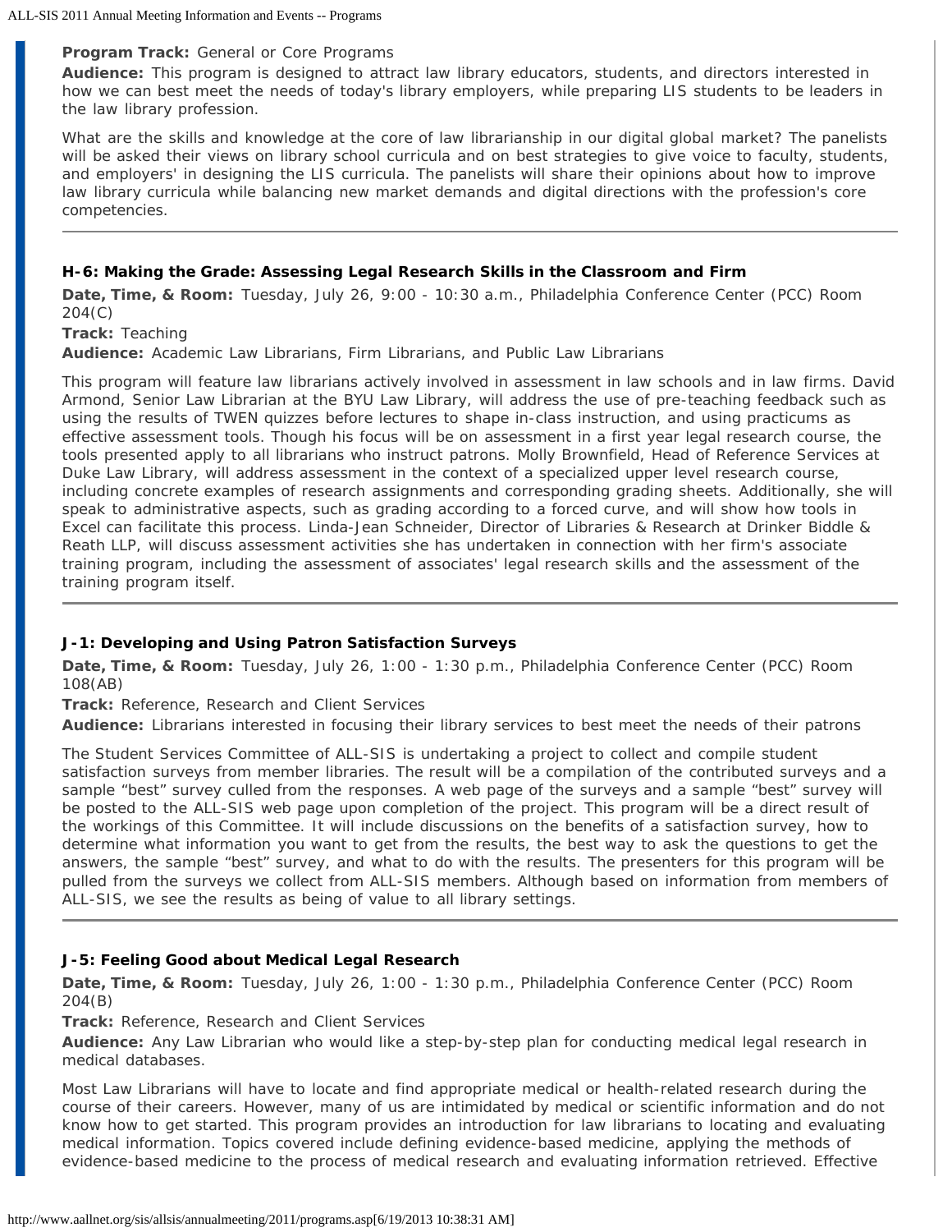**Program Track:** General or Core Programs
**Audience:** This program is designed to attract law library educators, students, and directors interested in how we can best meet the needs of today's library employers, while preparing LIS students to be leaders in the law library profession.

What are the skills and knowledge at the core of law librarianship in our digital global market? The panelists will be asked their views on library school curricula and on best strategies to give voice to faculty, students, and employers' in designing the LIS curricula. The panelists will share their opinions about how to improve law library curricula while balancing new market demands and digital directions with the profession's core competencies.

---

### H-6: Making the Grade: Assessing Legal Research Skills in the Classroom and Firm

**Date, Time, & Room:** Tuesday, July 26, 9:00 - 10:30 a.m., Philadelphia Conference Center (PCC) Room 204(C)
**Track:** Teaching
**Audience:** Academic Law Librarians, Firm Librarians, and Public Law Librarians

This program will feature law librarians actively involved in assessment in law schools and in law firms. David Armond, Senior Law Librarian at the BYU Law Library, will address the use of pre-teaching feedback such as using the results of TWEN quizzes before lectures to shape in-class instruction, and using practicums as effective assessment tools. Though his focus will be on assessment in a first year legal research course, the tools presented apply to all librarians who instruct patrons. Molly Brownfield, Head of Reference Services at Duke Law Library, will address assessment in the context of a specialized upper level research course, including concrete examples of research assignments and corresponding grading sheets. Additionally, she will speak to administrative aspects, such as grading according to a forced curve, and will show how tools in Excel can facilitate this process. Linda-Jean Schneider, Director of Libraries & Research at Drinker Biddle & Reath LLP, will discuss assessment activities she has undertaken in connection with her firm's associate training program, including the assessment of associates' legal research skills and the assessment of the training program itself.

---

### J-1: Developing and Using Patron Satisfaction Surveys

**Date, Time, & Room:** Tuesday, July 26, 1:00 - 1:30 p.m., Philadelphia Conference Center (PCC) Room 108(AB)
**Track:** Reference, Research and Client Services
**Audience:** Librarians interested in focusing their library services to best meet the needs of their patrons

The Student Services Committee of ALL-SIS is undertaking a project to collect and compile student satisfaction surveys from member libraries. The result will be a compilation of the contributed surveys and a sample "best" survey culled from the responses. A web page of the surveys and a sample "best" survey will be posted to the ALL-SIS web page upon completion of the project. This program will be a direct result of the workings of this Committee. It will include discussions on the benefits of a satisfaction survey, how to determine what information you want to get from the results, the best way to ask the questions to get the answers, the sample "best" survey, and what to do with the results. The presenters for this program will be pulled from the surveys we collect from ALL-SIS members. Although based on information from members of ALL-SIS, we see the results as being of value to all library settings.

---

### J-5: Feeling Good about Medical Legal Research

**Date, Time, & Room:** Tuesday, July 26, 1:00 - 1:30 p.m., Philadelphia Conference Center (PCC) Room 204(B)
**Track:** Reference, Research and Client Services
**Audience:** Any Law Librarian who would like a step-by-step plan for conducting medical legal research in medical databases.

Most Law Librarians will have to locate and find appropriate medical or health-related research during the course of their careers. However, many of us are intimidated by medical or scientific information and do not know how to get started. This program provides an introduction for law librarians to locating and evaluating medical information. Topics covered include defining evidence-based medicine, applying the methods of evidence-based medicine to the process of medical research and evaluating information retrieved. Effective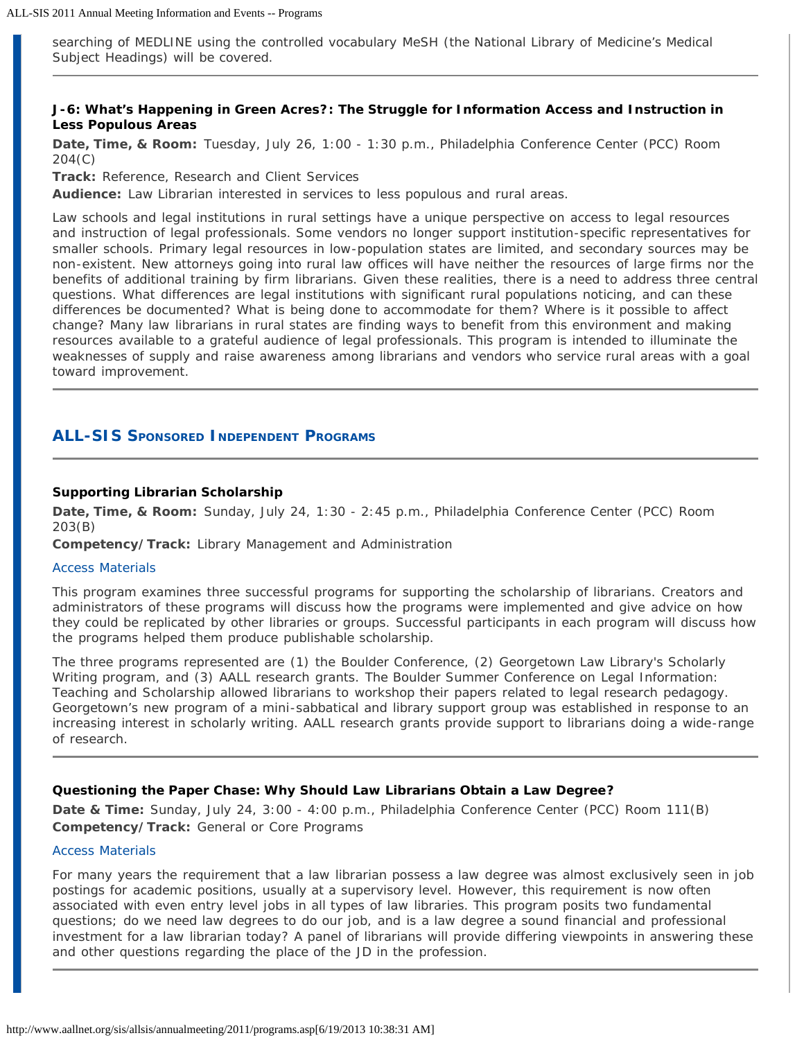searching of MEDLINE using the controlled vocabulary MeSH (the National Library of Medicine's Medical Subject Headings) will be covered.

---

**J-6: What's Happening in Green Acres?: The Struggle for Information Access and Instruction in Less Populous Areas**

**Date, Time, & Room:** Tuesday, July 26, 1:00 - 1:30 p.m., Philadelphia Conference Center (PCC) Room 204(C)

**Track:** Reference, Research and Client Services

**Audience:** Law Librarian interested in services to less populous and rural areas.

Law schools and legal institutions in rural settings have a unique perspective on access to legal resources and instruction of legal professionals. Some vendors no longer support institution-specific representatives for smaller schools. Primary legal resources in low-population states are limited, and secondary sources may be non-existent. New attorneys going into rural law offices will have neither the resources of large firms nor the benefits of additional training by firm librarians. Given these realities, there is a need to address three central questions. What differences are legal institutions with significant rural populations noticing, and can these differences be documented? What is being done to accommodate for them? Where is it possible to affect change? Many law librarians in rural states are finding ways to benefit from this environment and making resources available to a grateful audience of legal professionals. This program is intended to illuminate the weaknesses of supply and raise awareness among librarians and vendors who service rural areas with a goal toward improvement.

---

## ALL-SIS Sponsored Independent Programs

---

**Supporting Librarian Scholarship**

**Date, Time, & Room:** Sunday, July 24, 1:30 - 2:45 p.m., Philadelphia Conference Center (PCC) Room 203(B)

**Competency/Track:** Library Management and Administration

Access Materials

This program examines three successful programs for supporting the scholarship of librarians. Creators and administrators of these programs will discuss how the programs were implemented and give advice on how they could be replicated by other libraries or groups. Successful participants in each program will discuss how the programs helped them produce publishable scholarship.

The three programs represented are (1) the Boulder Conference, (2) Georgetown Law Library's Scholarly Writing program, and (3) AALL research grants. The Boulder Summer Conference on Legal Information: Teaching and Scholarship allowed librarians to workshop their papers related to legal research pedagogy. Georgetown's new program of a mini-sabbatical and library support group was established in response to an increasing interest in scholarly writing. AALL research grants provide support to librarians doing a wide-range of research.

---

**Questioning the Paper Chase: Why Should Law Librarians Obtain a Law Degree?**

**Date & Time:** Sunday, July 24, 3:00 - 4:00 p.m., Philadelphia Conference Center (PCC) Room 111(B)

**Competency/Track:** General or Core Programs

Access Materials

For many years the requirement that a law librarian possess a law degree was almost exclusively seen in job postings for academic positions, usually at a supervisory level. However, this requirement is now often associated with even entry level jobs in all types of law libraries. This program posits two fundamental questions; do we need law degrees to do our job, and is a law degree a sound financial and professional investment for a law librarian today? A panel of librarians will provide differing viewpoints in answering these and other questions regarding the place of the JD in the profession.

---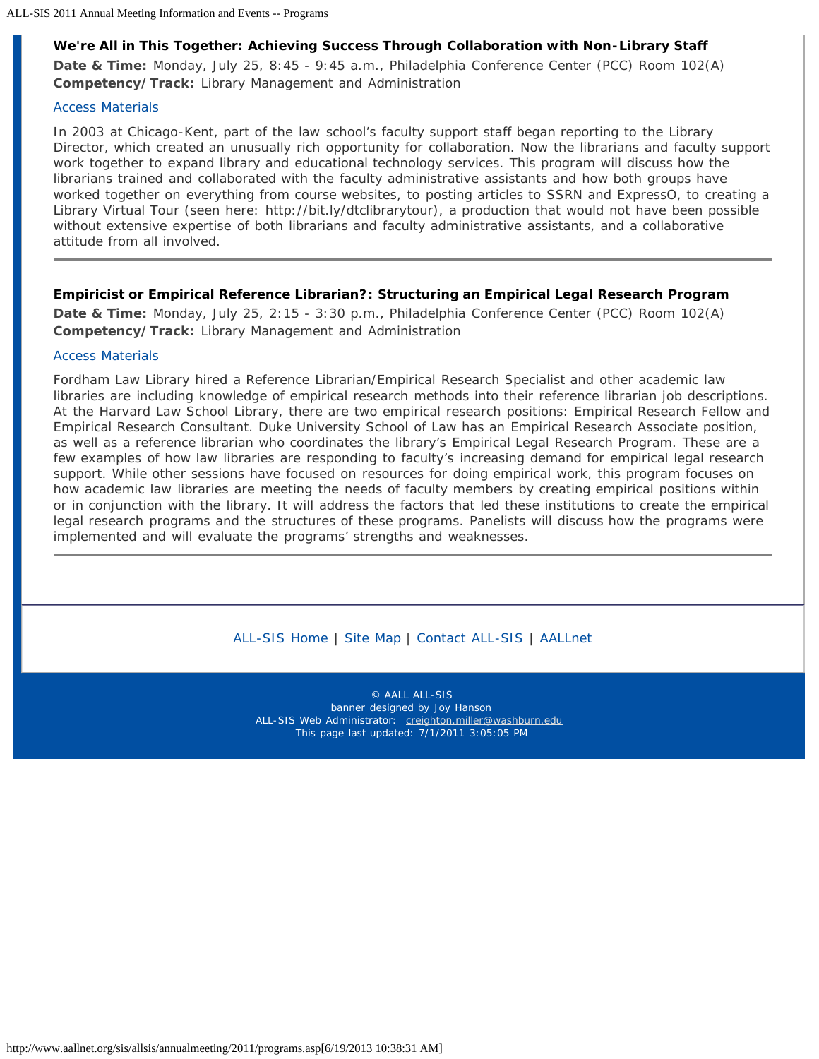### We're All in This Together: Achieving Success Through Collaboration with Non-Library Staff

**Date & Time:** Monday, July 25, 8:45 - 9:45 a.m., Philadelphia Conference Center (PCC) Room 102(A)
**Competency/Track:** Library Management and Administration

Access Materials

In 2003 at Chicago-Kent, part of the law school's faculty support staff began reporting to the Library Director, which created an unusually rich opportunity for collaboration. Now the librarians and faculty support work together to expand library and educational technology services. This program will discuss how the librarians trained and collaborated with the faculty administrative assistants and how both groups have worked together on everything from course websites, to posting articles to SSRN and ExpressO, to creating a Library Virtual Tour (seen here: http://bit.ly/dtclibrarytour), a production that would not have been possible without extensive expertise of both librarians and faculty administrative assistants, and a collaborative attitude from all involved.

---

### Empiricist or Empirical Reference Librarian?: Structuring an Empirical Legal Research Program

**Date & Time:** Monday, July 25, 2:15 - 3:30 p.m., Philadelphia Conference Center (PCC) Room 102(A)
**Competency/Track:** Library Management and Administration

Access Materials

Fordham Law Library hired a Reference Librarian/Empirical Research Specialist and other academic law libraries are including knowledge of empirical research methods into their reference librarian job descriptions. At the Harvard Law School Library, there are two empirical research positions: Empirical Research Fellow and Empirical Research Consultant. Duke University School of Law has an Empirical Research Associate position, as well as a reference librarian who coordinates the library's Empirical Legal Research Program. These are a few examples of how law libraries are responding to faculty's increasing demand for empirical legal research support. While other sessions have focused on resources for doing empirical work, this program focuses on how academic law libraries are meeting the needs of faculty members by creating empirical positions within or in conjunction with the library. It will address the factors that led these institutions to create the empirical legal research programs and the structures of these programs. Panelists will discuss how the programs were implemented and will evaluate the programs' strengths and weaknesses.

---

ALL-SIS Home | Site Map | Contact ALL-SIS | AALLnet

© AALL ALL-SIS
banner designed by Joy Hanson
ALL-SIS Web Administrator: creighton.miller@washburn.edu
This page last updated: 7/1/2011 3:05:05 PM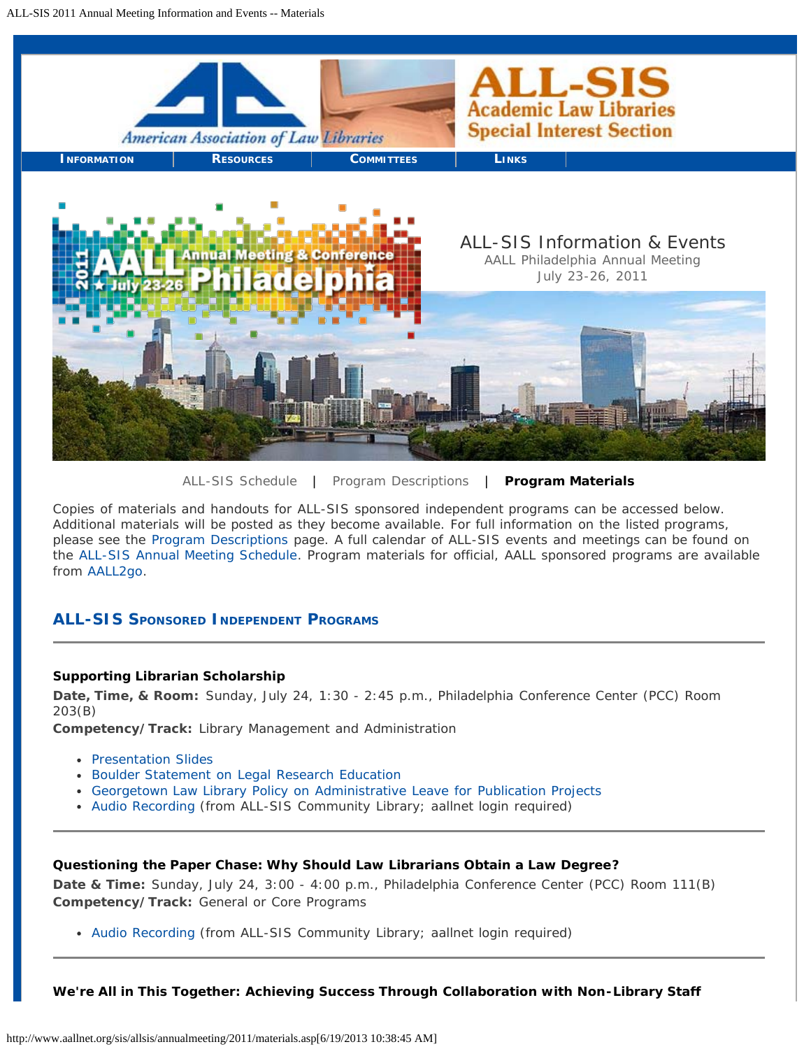INFORMATION | RESOURCES | COMMITTEES | LINKS

ALL-SIS Information & Events

AALL Philadelphia Annual Meeting

July 23-26, 2011

ALL-SIS Schedule | Program Descriptions | **Program Materials**

Copies of materials and handouts for ALL-SIS sponsored independent programs can be accessed below. Additional materials will be posted as they become available. For full information on the listed programs, please see the Program Descriptions page. A full calendar of ALL-SIS events and meetings can be found on the ALL-SIS Annual Meeting Schedule. Program materials for official, AALL sponsored programs are available from AALL2go.

## ALL-SIS Sponsored Independent Programs

---

**Supporting Librarian Scholarship**

**Date, Time, & Room:** Sunday, July 24, 1:30 - 2:45 p.m., Philadelphia Conference Center (PCC) Room 203(B)

**Competency/Track:** Library Management and Administration

- Presentation Slides
- Boulder Statement on Legal Research Education
- Georgetown Law Library Policy on Administrative Leave for Publication Projects
- Audio Recording (from ALL-SIS Community Library; aallnet login required)

---

**Questioning the Paper Chase: Why Should Law Librarians Obtain a Law Degree?**

**Date & Time:** Sunday, July 24, 3:00 - 4:00 p.m., Philadelphia Conference Center (PCC) Room 111(B)

**Competency/Track:** General or Core Programs

- Audio Recording (from ALL-SIS Community Library; aallnet login required)

---

**We're All in This Together: Achieving Success Through Collaboration with Non-Library Staff**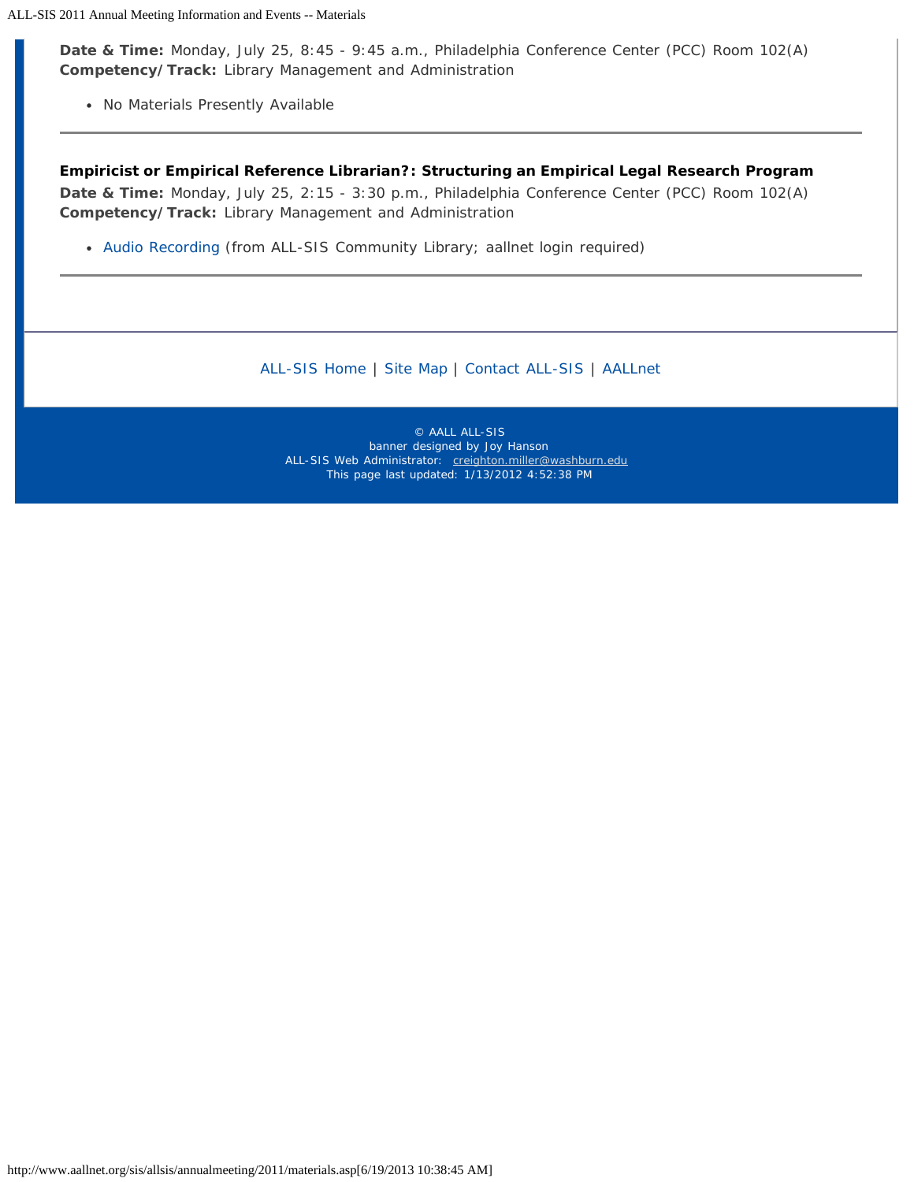**Date & Time:** Monday, July 25, 8:45 - 9:45 a.m., Philadelphia Conference Center (PCC) Room 102(A)
**Competency/Track:** Library Management and Administration

- No Materials Presently Available

---

**Empiricist or Empirical Reference Librarian?: Structuring an Empirical Legal Research Program**
**Date & Time:** Monday, July 25, 2:15 - 3:30 p.m., Philadelphia Conference Center (PCC) Room 102(A)
**Competency/Track:** Library Management and Administration

- Audio Recording (from ALL-SIS Community Library; aallnet login required)

---

ALL-SIS Home | Site Map | Contact ALL-SIS | AALLnet

© AALL ALL-SIS
banner designed by Joy Hanson
ALL-SIS Web Administrator: creighton.miller@washburn.edu
This page last updated: 1/13/2012 4:52:38 PM